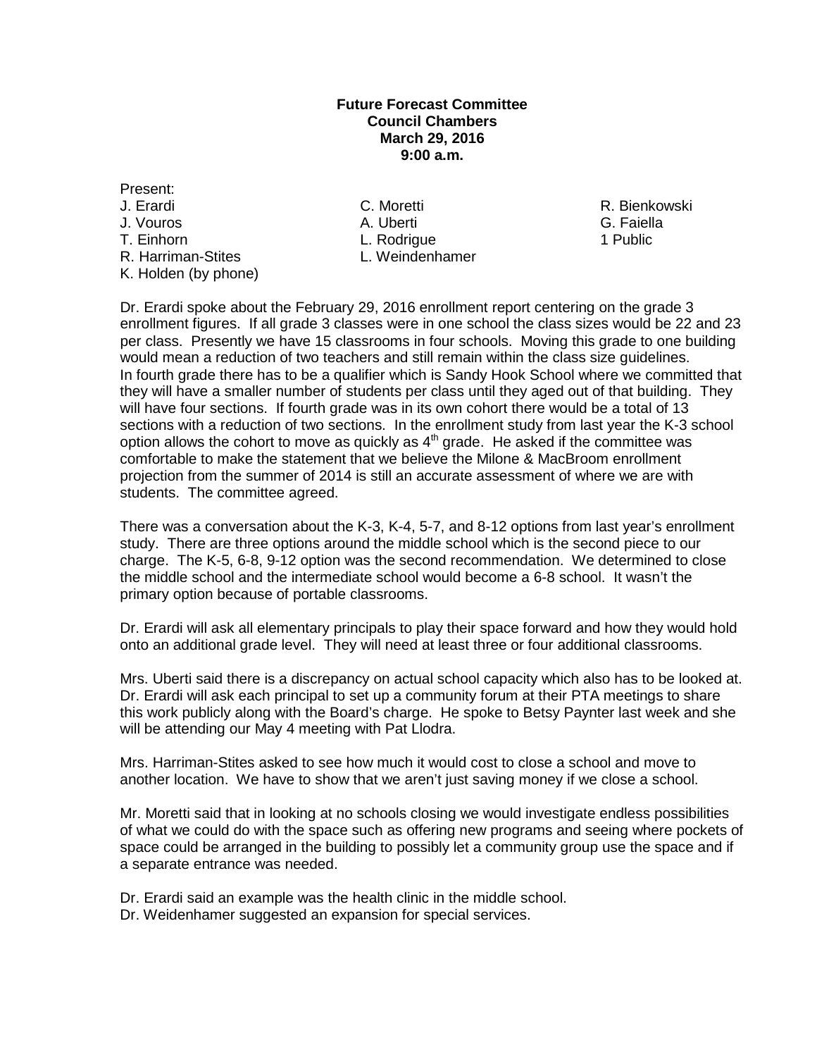**Future Forecast Committee**
**Council Chambers**
**March 29, 2016**
**9:00 a.m.**

Present:

| | | |
|---|---|---|
| J. Erardi | C. Moretti | R. Bienkowski |
| J. Vouros | A. Uberti | G. Faiella |
| T. Einhorn | L. Rodrigue | 1 Public |
| R. Harriman-Stites | L. Weindenhamer | |
| K. Holden (by phone) | | |

Dr. Erardi spoke about the February 29, 2016 enrollment report centering on the grade 3 enrollment figures. If all grade 3 classes were in one school the class sizes would be 22 and 23 per class. Presently we have 15 classrooms in four schools. Moving this grade to one building would mean a reduction of two teachers and still remain within the class size guidelines. In fourth grade there has to be a qualifier which is Sandy Hook School where we committed that they will have a smaller number of students per class until they aged out of that building. They will have four sections. If fourth grade was in its own cohort there would be a total of 13 sections with a reduction of two sections. In the enrollment study from last year the K-3 school option allows the cohort to move as quickly as 4th grade. He asked if the committee was comfortable to make the statement that we believe the Milone & MacBroom enrollment projection from the summer of 2014 is still an accurate assessment of where we are with students. The committee agreed.

There was a conversation about the K-3, K-4, 5-7, and 8-12 options from last year's enrollment study. There are three options around the middle school which is the second piece to our charge. The K-5, 6-8, 9-12 option was the second recommendation. We determined to close the middle school and the intermediate school would become a 6-8 school. It wasn't the primary option because of portable classrooms.

Dr. Erardi will ask all elementary principals to play their space forward and how they would hold onto an additional grade level. They will need at least three or four additional classrooms.

Mrs. Uberti said there is a discrepancy on actual school capacity which also has to be looked at. Dr. Erardi will ask each principal to set up a community forum at their PTA meetings to share this work publicly along with the Board's charge. He spoke to Betsy Paynter last week and she will be attending our May 4 meeting with Pat Llodra.

Mrs. Harriman-Stites asked to see how much it would cost to close a school and move to another location. We have to show that we aren't just saving money if we close a school.

Mr. Moretti said that in looking at no schools closing we would investigate endless possibilities of what we could do with the space such as offering new programs and seeing where pockets of space could be arranged in the building to possibly let a community group use the space and if a separate entrance was needed.

Dr. Erardi said an example was the health clinic in the middle school.
Dr. Weidenhamer suggested an expansion for special services.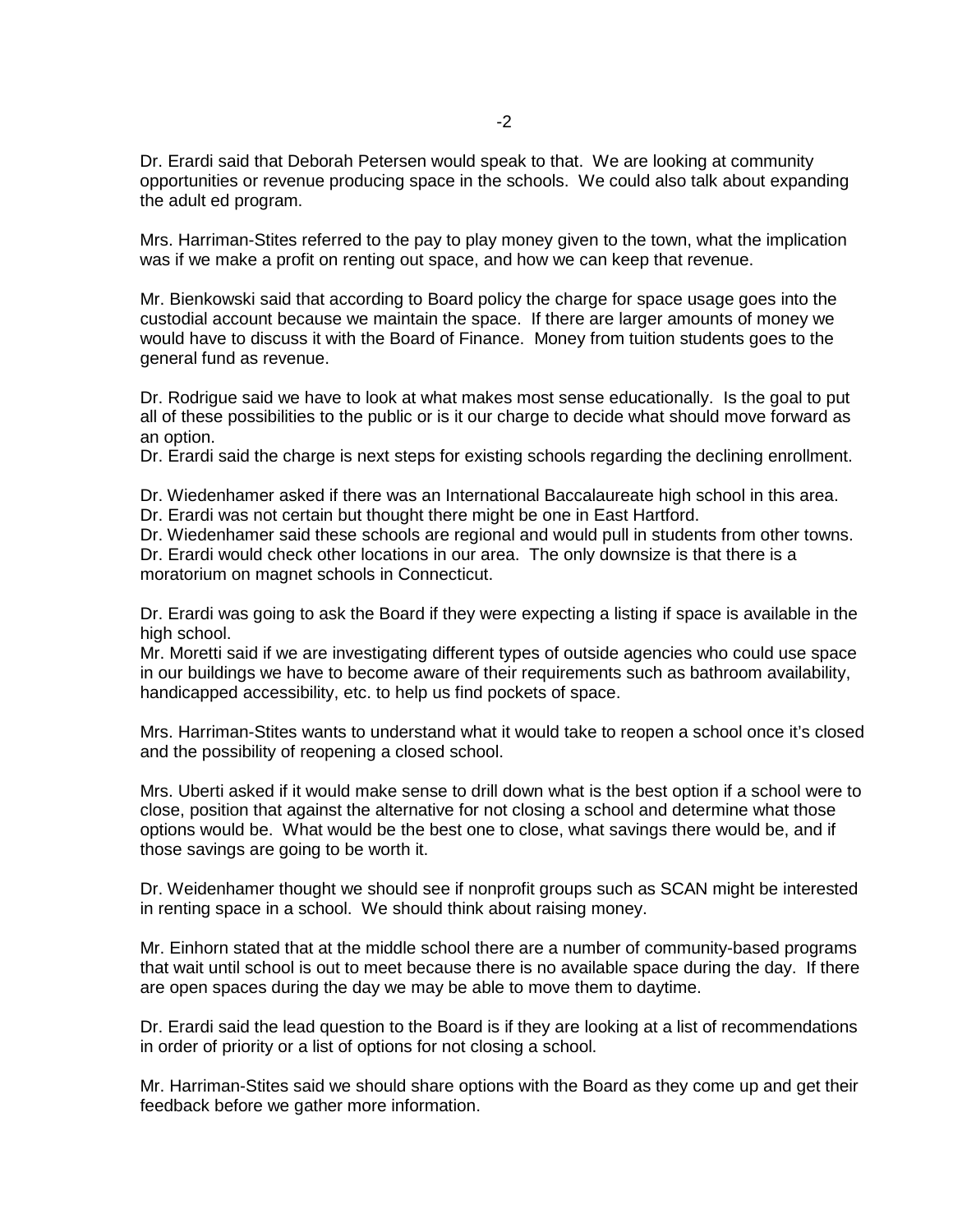Dr. Erardi said that Deborah Petersen would speak to that. We are looking at community opportunities or revenue producing space in the schools. We could also talk about expanding the adult ed program.

Mrs. Harriman-Stites referred to the pay to play money given to the town, what the implication was if we make a profit on renting out space, and how we can keep that revenue.

Mr. Bienkowski said that according to Board policy the charge for space usage goes into the custodial account because we maintain the space. If there are larger amounts of money we would have to discuss it with the Board of Finance. Money from tuition students goes to the general fund as revenue.

Dr. Rodrigue said we have to look at what makes most sense educationally. Is the goal to put all of these possibilities to the public or is it our charge to decide what should move forward as an option.
Dr. Erardi said the charge is next steps for existing schools regarding the declining enrollment.

Dr. Wiedenhamer asked if there was an International Baccalaureate high school in this area.
Dr. Erardi was not certain but thought there might be one in East Hartford.
Dr. Wiedenhamer said these schools are regional and would pull in students from other towns.
Dr. Erardi would check other locations in our area. The only downsize is that there is a moratorium on magnet schools in Connecticut.

Dr. Erardi was going to ask the Board if they were expecting a listing if space is available in the high school.
Mr. Moretti said if we are investigating different types of outside agencies who could use space in our buildings we have to become aware of their requirements such as bathroom availability, handicapped accessibility, etc. to help us find pockets of space.

Mrs. Harriman-Stites wants to understand what it would take to reopen a school once it's closed and the possibility of reopening a closed school.

Mrs. Uberti asked if it would make sense to drill down what is the best option if a school were to close, position that against the alternative for not closing a school and determine what those options would be. What would be the best one to close, what savings there would be, and if those savings are going to be worth it.

Dr. Weidenhamer thought we should see if nonprofit groups such as SCAN might be interested in renting space in a school. We should think about raising money.

Mr. Einhorn stated that at the middle school there are a number of community-based programs that wait until school is out to meet because there is no available space during the day. If there are open spaces during the day we may be able to move them to daytime.

Dr. Erardi said the lead question to the Board is if they are looking at a list of recommendations in order of priority or a list of options for not closing a school.

Mr. Harriman-Stites said we should share options with the Board as they come up and get their feedback before we gather more information.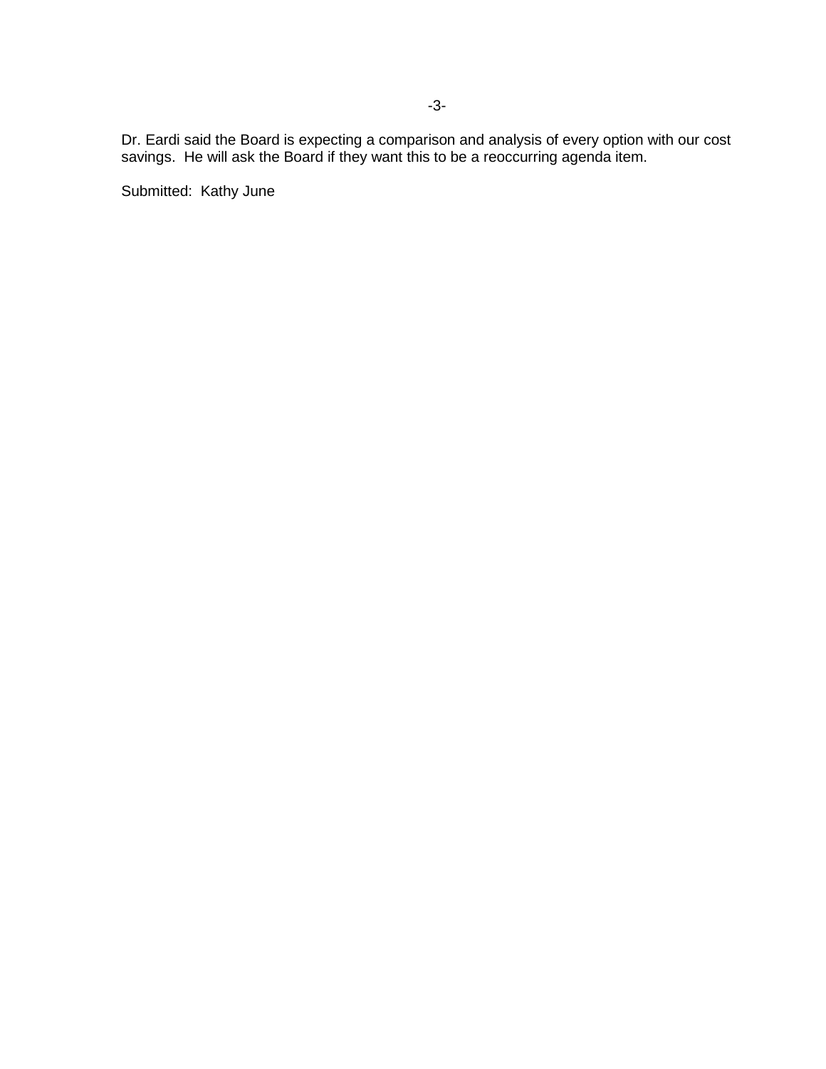Dr. Eardi said the Board is expecting a comparison and analysis of every option with our cost savings. He will ask the Board if they want this to be a reoccurring agenda item.

Submitted: Kathy June